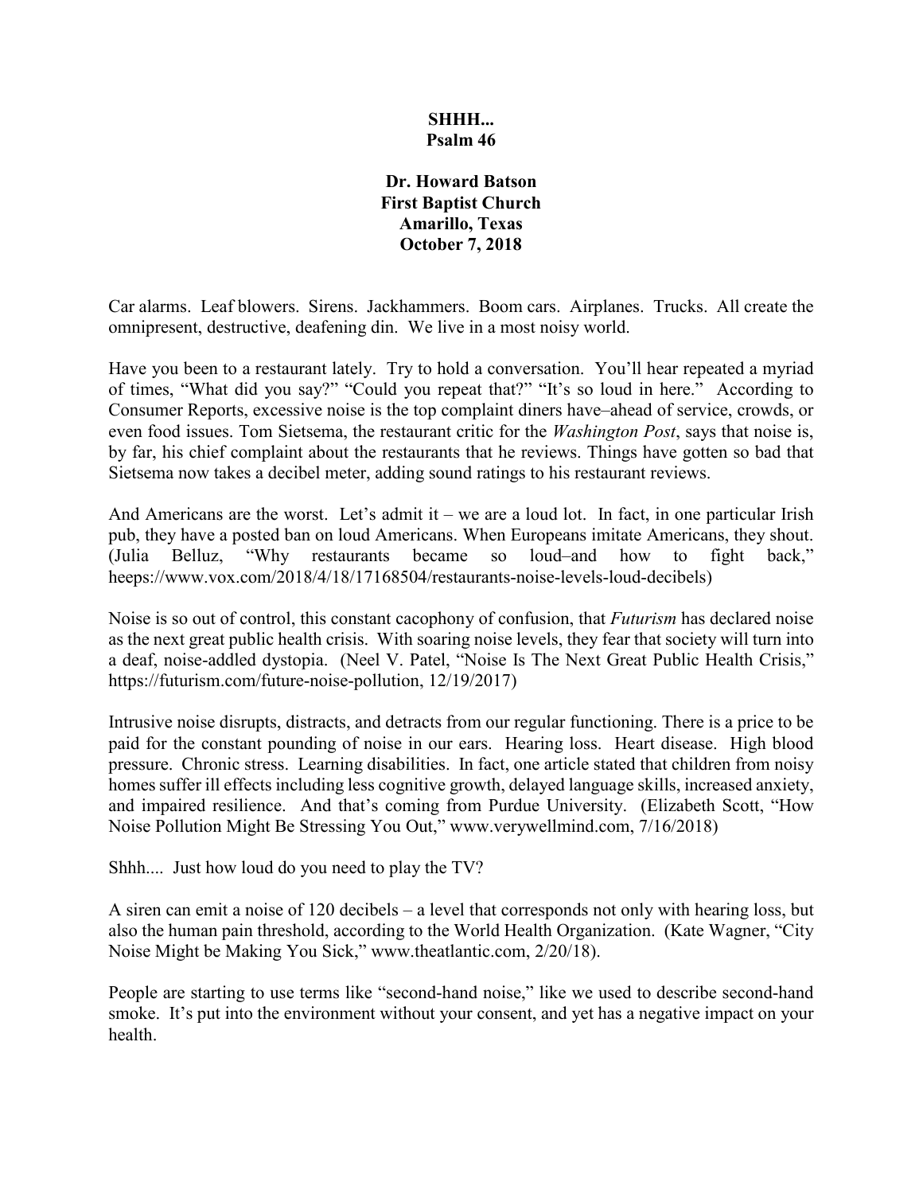# SHHH...
## Psalm 46

**Dr. Howard Batson**
**First Baptist Church**
**Amarillo, Texas**
**October 7, 2018**

Car alarms. Leaf blowers. Sirens. Jackhammers. Boom cars. Airplanes. Trucks. All create the omnipresent, destructive, deafening din. We live in a most noisy world.

Have you been to a restaurant lately. Try to hold a conversation. You'll hear repeated a myriad of times, "What did you say?" "Could you repeat that?" "It's so loud in here." According to Consumer Reports, excessive noise is the top complaint diners have–ahead of service, crowds, or even food issues. Tom Sietsema, the restaurant critic for the *Washington Post*, says that noise is, by far, his chief complaint about the restaurants that he reviews. Things have gotten so bad that Sietsema now takes a decibel meter, adding sound ratings to his restaurant reviews.

And Americans are the worst. Let's admit it – we are a loud lot. In fact, in one particular Irish pub, they have a posted ban on loud Americans. When Europeans imitate Americans, they shout. (Julia Belluz, "Why restaurants became so loud–and how to fight back," heeps://www.vox.com/2018/4/18/17168504/restaurants-noise-levels-loud-decibels)

Noise is so out of control, this constant cacophony of confusion, that *Futurism* has declared noise as the next great public health crisis. With soaring noise levels, they fear that society will turn into a deaf, noise-addled dystopia. (Neel V. Patel, "Noise Is The Next Great Public Health Crisis," https://futurism.com/future-noise-pollution, 12/19/2017)

Intrusive noise disrupts, distracts, and detracts from our regular functioning. There is a price to be paid for the constant pounding of noise in our ears. Hearing loss. Heart disease. High blood pressure. Chronic stress. Learning disabilities. In fact, one article stated that children from noisy homes suffer ill effects including less cognitive growth, delayed language skills, increased anxiety, and impaired resilience. And that's coming from Purdue University. (Elizabeth Scott, "How Noise Pollution Might Be Stressing You Out," www.verywellmind.com, 7/16/2018)

Shhh.... Just how loud do you need to play the TV?

A siren can emit a noise of 120 decibels – a level that corresponds not only with hearing loss, but also the human pain threshold, according to the World Health Organization. (Kate Wagner, "City Noise Might be Making You Sick," www.theatlantic.com, 2/20/18).

People are starting to use terms like "second-hand noise," like we used to describe second-hand smoke. It's put into the environment without your consent, and yet has a negative impact on your health.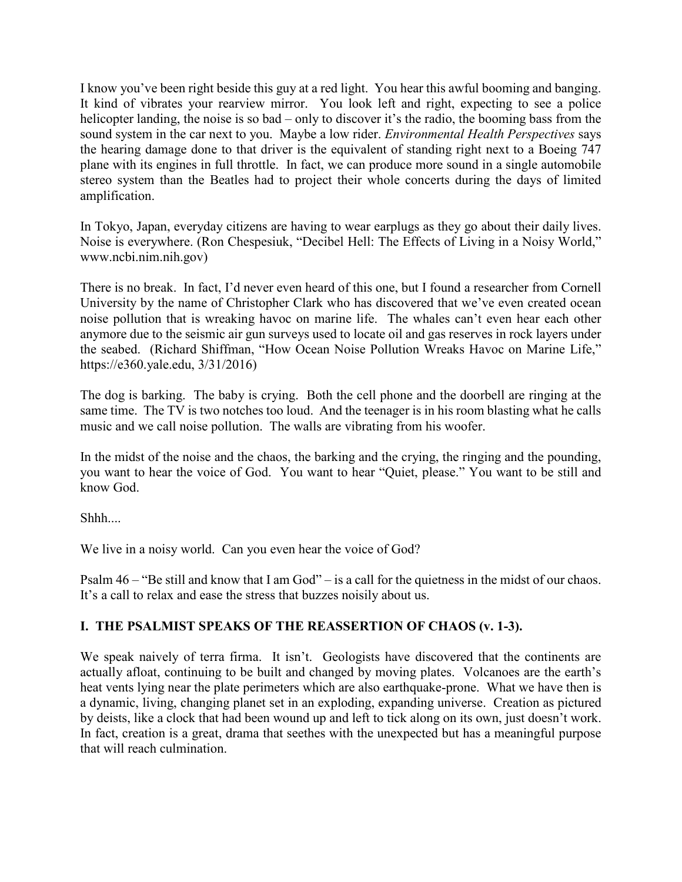I know you've been right beside this guy at a red light. You hear this awful booming and banging. It kind of vibrates your rearview mirror. You look left and right, expecting to see a police helicopter landing, the noise is so bad – only to discover it's the radio, the booming bass from the sound system in the car next to you. Maybe a low rider. *Environmental Health Perspectives* says the hearing damage done to that driver is the equivalent of standing right next to a Boeing 747 plane with its engines in full throttle. In fact, we can produce more sound in a single automobile stereo system than the Beatles had to project their whole concerts during the days of limited amplification.

In Tokyo, Japan, everyday citizens are having to wear earplugs as they go about their daily lives. Noise is everywhere. (Ron Chespesiuk, "Decibel Hell: The Effects of Living in a Noisy World," www.ncbi.nim.nih.gov)

There is no break. In fact, I'd never even heard of this one, but I found a researcher from Cornell University by the name of Christopher Clark who has discovered that we've even created ocean noise pollution that is wreaking havoc on marine life. The whales can't even hear each other anymore due to the seismic air gun surveys used to locate oil and gas reserves in rock layers under the seabed. (Richard Shiffman, "How Ocean Noise Pollution Wreaks Havoc on Marine Life," https://e360.yale.edu, 3/31/2016)

The dog is barking. The baby is crying. Both the cell phone and the doorbell are ringing at the same time. The TV is two notches too loud. And the teenager is in his room blasting what he calls music and we call noise pollution. The walls are vibrating from his woofer.

In the midst of the noise and the chaos, the barking and the crying, the ringing and the pounding, you want to hear the voice of God. You want to hear "Quiet, please." You want to be still and know God.

Shhh....

We live in a noisy world. Can you even hear the voice of God?

Psalm 46 – "Be still and know that I am God" – is a call for the quietness in the midst of our chaos. It's a call to relax and ease the stress that buzzes noisily about us.

## I. THE PSALMIST SPEAKS OF THE REASSERTION OF CHAOS (v. 1-3).

We speak naively of terra firma. It isn't. Geologists have discovered that the continents are actually afloat, continuing to be built and changed by moving plates. Volcanoes are the earth's heat vents lying near the plate perimeters which are also earthquake-prone. What we have then is a dynamic, living, changing planet set in an exploding, expanding universe. Creation as pictured by deists, like a clock that had been wound up and left to tick along on its own, just doesn't work. In fact, creation is a great, drama that seethes with the unexpected but has a meaningful purpose that will reach culmination.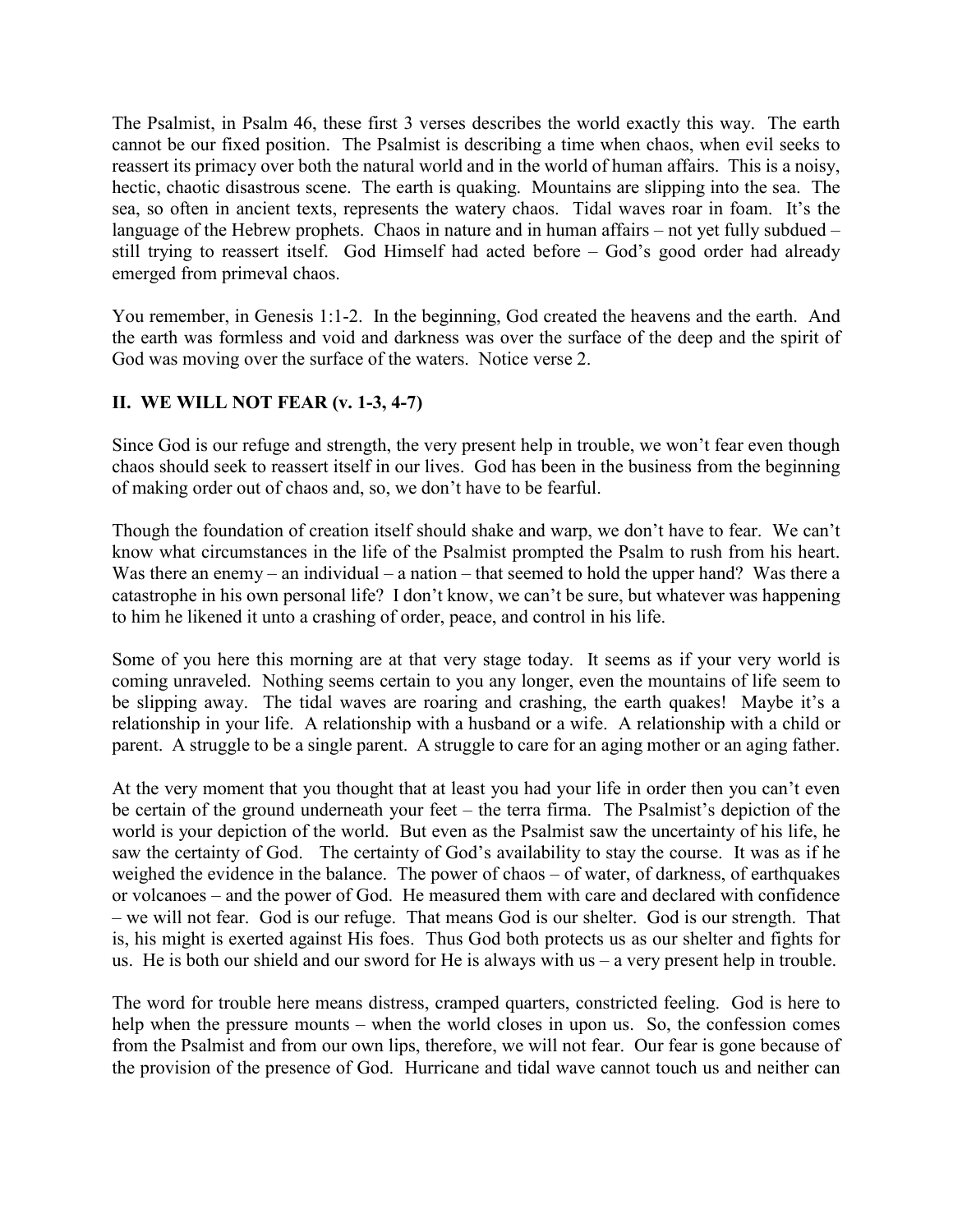The Psalmist, in Psalm 46, these first 3 verses describes the world exactly this way. The earth cannot be our fixed position. The Psalmist is describing a time when chaos, when evil seeks to reassert its primacy over both the natural world and in the world of human affairs. This is a noisy, hectic, chaotic disastrous scene. The earth is quaking. Mountains are slipping into the sea. The sea, so often in ancient texts, represents the watery chaos. Tidal waves roar in foam. It's the language of the Hebrew prophets. Chaos in nature and in human affairs – not yet fully subdued – still trying to reassert itself. God Himself had acted before – God's good order had already emerged from primeval chaos.

You remember, in Genesis 1:1-2. In the beginning, God created the heavens and the earth. And the earth was formless and void and darkness was over the surface of the deep and the spirit of God was moving over the surface of the waters. Notice verse 2.

## II. WE WILL NOT FEAR (v. 1-3, 4-7)

Since God is our refuge and strength, the very present help in trouble, we won't fear even though chaos should seek to reassert itself in our lives. God has been in the business from the beginning of making order out of chaos and, so, we don't have to be fearful.

Though the foundation of creation itself should shake and warp, we don't have to fear. We can't know what circumstances in the life of the Psalmist prompted the Psalm to rush from his heart. Was there an enemy – an individual – a nation – that seemed to hold the upper hand? Was there a catastrophe in his own personal life? I don't know, we can't be sure, but whatever was happening to him he likened it unto a crashing of order, peace, and control in his life.

Some of you here this morning are at that very stage today. It seems as if your very world is coming unraveled. Nothing seems certain to you any longer, even the mountains of life seem to be slipping away. The tidal waves are roaring and crashing, the earth quakes! Maybe it's a relationship in your life. A relationship with a husband or a wife. A relationship with a child or parent. A struggle to be a single parent. A struggle to care for an aging mother or an aging father.

At the very moment that you thought that at least you had your life in order then you can't even be certain of the ground underneath your feet – the terra firma. The Psalmist's depiction of the world is your depiction of the world. But even as the Psalmist saw the uncertainty of his life, he saw the certainty of God. The certainty of God's availability to stay the course. It was as if he weighed the evidence in the balance. The power of chaos – of water, of darkness, of earthquakes or volcanoes – and the power of God. He measured them with care and declared with confidence – we will not fear. God is our refuge. That means God is our shelter. God is our strength. That is, his might is exerted against His foes. Thus God both protects us as our shelter and fights for us. He is both our shield and our sword for He is always with us – a very present help in trouble.

The word for trouble here means distress, cramped quarters, constricted feeling. God is here to help when the pressure mounts – when the world closes in upon us. So, the confession comes from the Psalmist and from our own lips, therefore, we will not fear. Our fear is gone because of the provision of the presence of God. Hurricane and tidal wave cannot touch us and neither can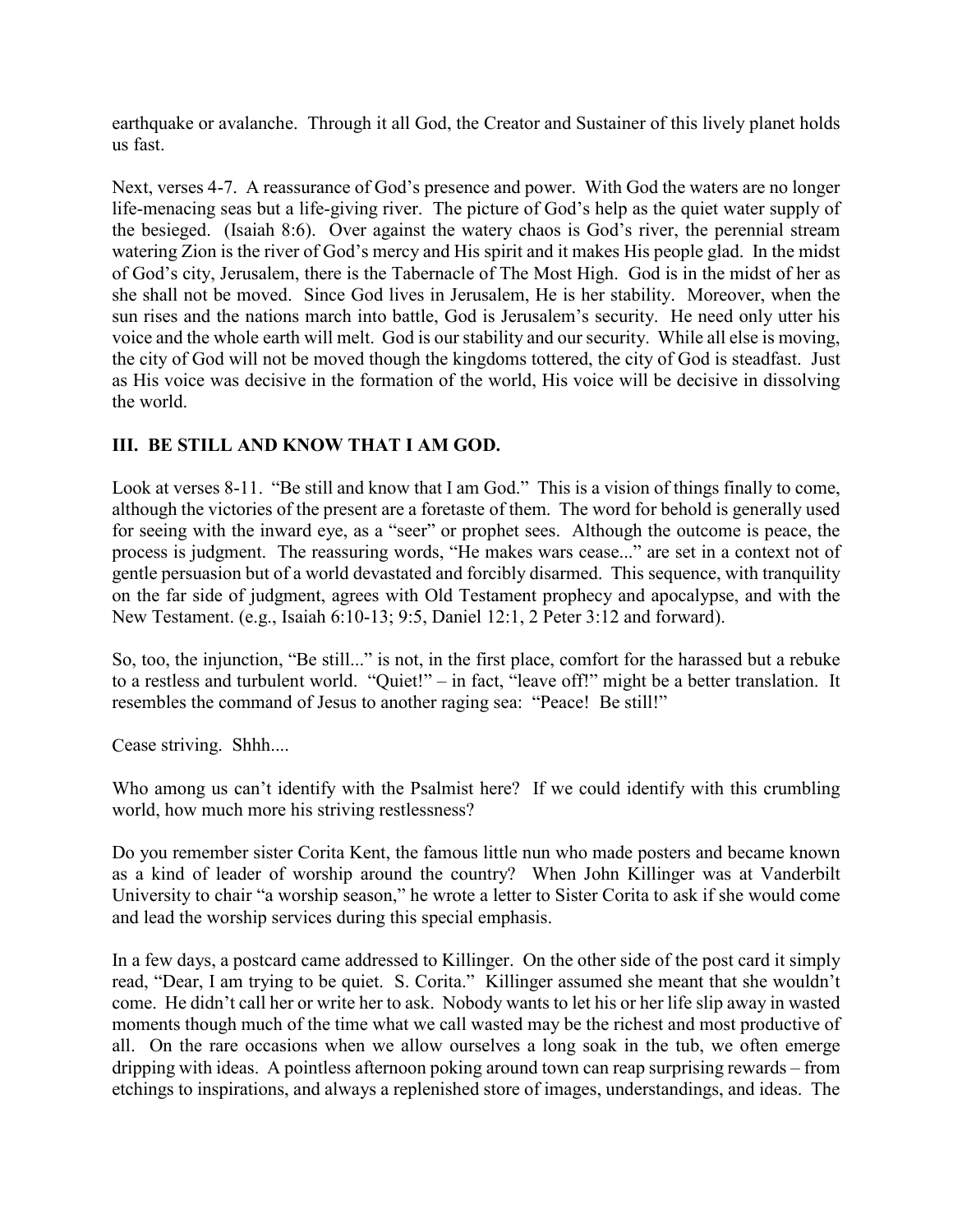earthquake or avalanche. Through it all God, the Creator and Sustainer of this lively planet holds us fast.

Next, verses 4-7. A reassurance of God's presence and power. With God the waters are no longer life-menacing seas but a life-giving river. The picture of God's help as the quiet water supply of the besieged. (Isaiah 8:6). Over against the watery chaos is God's river, the perennial stream watering Zion is the river of God's mercy and His spirit and it makes His people glad. In the midst of God's city, Jerusalem, there is the Tabernacle of The Most High. God is in the midst of her as she shall not be moved. Since God lives in Jerusalem, He is her stability. Moreover, when the sun rises and the nations march into battle, God is Jerusalem's security. He need only utter his voice and the whole earth will melt. God is our stability and our security. While all else is moving, the city of God will not be moved though the kingdoms tottered, the city of God is steadfast. Just as His voice was decisive in the formation of the world, His voice will be decisive in dissolving the world.

## III. BE STILL AND KNOW THAT I AM GOD.

Look at verses 8-11. "Be still and know that I am God." This is a vision of things finally to come, although the victories of the present are a foretaste of them. The word for behold is generally used for seeing with the inward eye, as a "seer" or prophet sees. Although the outcome is peace, the process is judgment. The reassuring words, "He makes wars cease..." are set in a context not of gentle persuasion but of a world devastated and forcibly disarmed. This sequence, with tranquility on the far side of judgment, agrees with Old Testament prophecy and apocalypse, and with the New Testament. (e.g., Isaiah 6:10-13; 9:5, Daniel 12:1, 2 Peter 3:12 and forward).

So, too, the injunction, "Be still..." is not, in the first place, comfort for the harassed but a rebuke to a restless and turbulent world. "Quiet!" – in fact, "leave off!" might be a better translation. It resembles the command of Jesus to another raging sea: "Peace! Be still!"

Cease striving. Shhh....

Who among us can't identify with the Psalmist here? If we could identify with this crumbling world, how much more his striving restlessness?

Do you remember sister Corita Kent, the famous little nun who made posters and became known as a kind of leader of worship around the country? When John Killinger was at Vanderbilt University to chair "a worship season," he wrote a letter to Sister Corita to ask if she would come and lead the worship services during this special emphasis.

In a few days, a postcard came addressed to Killinger. On the other side of the post card it simply read, "Dear, I am trying to be quiet. S. Corita." Killinger assumed she meant that she wouldn't come. He didn't call her or write her to ask. Nobody wants to let his or her life slip away in wasted moments though much of the time what we call wasted may be the richest and most productive of all. On the rare occasions when we allow ourselves a long soak in the tub, we often emerge dripping with ideas. A pointless afternoon poking around town can reap surprising rewards – from etchings to inspirations, and always a replenished store of images, understandings, and ideas. The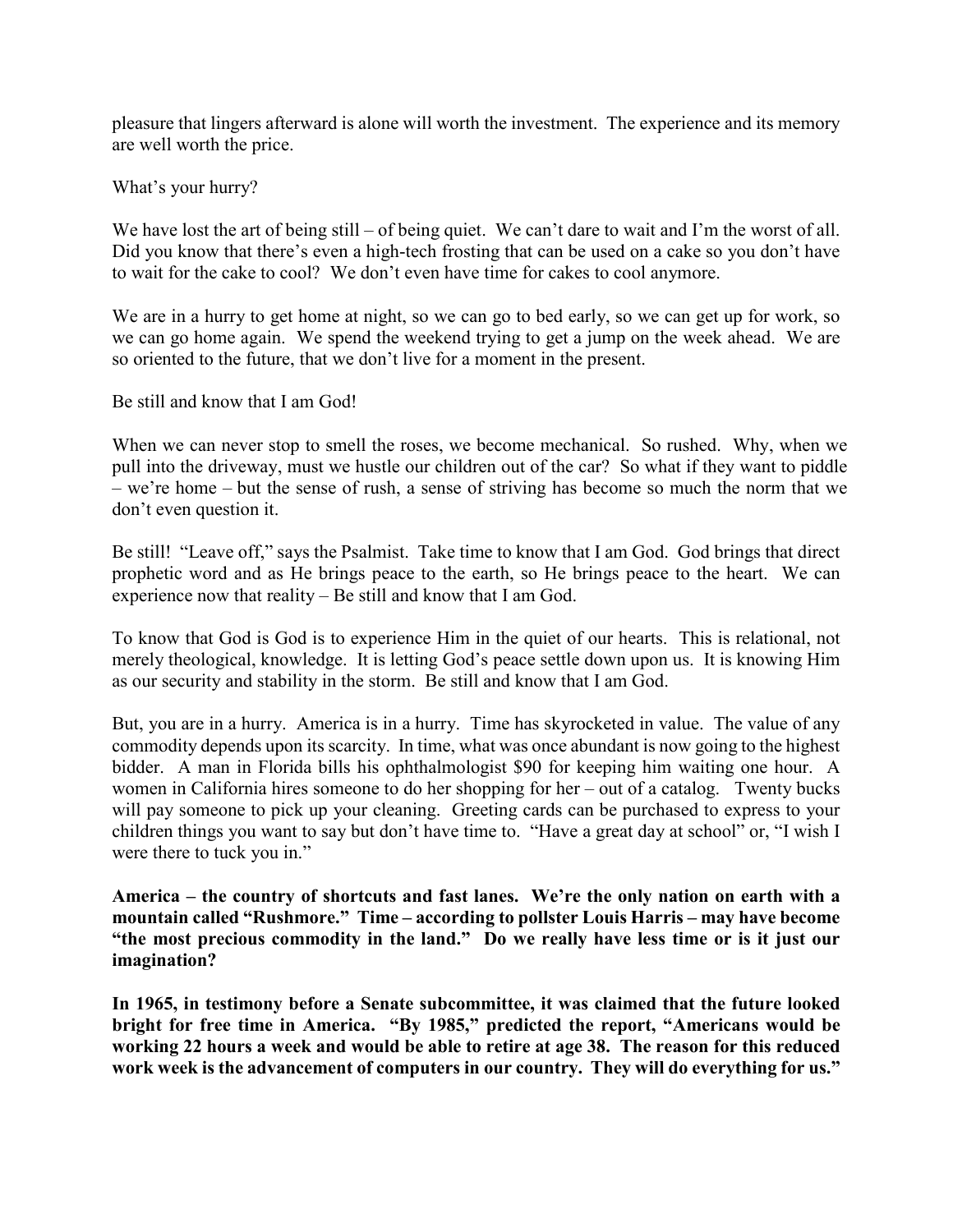pleasure that lingers afterward is alone will worth the investment. The experience and its memory are well worth the price.

What's your hurry?

We have lost the art of being still – of being quiet. We can't dare to wait and I'm the worst of all. Did you know that there's even a high-tech frosting that can be used on a cake so you don't have to wait for the cake to cool? We don't even have time for cakes to cool anymore.

We are in a hurry to get home at night, so we can go to bed early, so we can get up for work, so we can go home again. We spend the weekend trying to get a jump on the week ahead. We are so oriented to the future, that we don't live for a moment in the present.

Be still and know that I am God!

When we can never stop to smell the roses, we become mechanical. So rushed. Why, when we pull into the driveway, must we hustle our children out of the car? So what if they want to piddle – we're home – but the sense of rush, a sense of striving has become so much the norm that we don't even question it.

Be still! "Leave off," says the Psalmist. Take time to know that I am God. God brings that direct prophetic word and as He brings peace to the earth, so He brings peace to the heart. We can experience now that reality – Be still and know that I am God.

To know that God is God is to experience Him in the quiet of our hearts. This is relational, not merely theological, knowledge. It is letting God's peace settle down upon us. It is knowing Him as our security and stability in the storm. Be still and know that I am God.

But, you are in a hurry. America is in a hurry. Time has skyrocketed in value. The value of any commodity depends upon its scarcity. In time, what was once abundant is now going to the highest bidder. A man in Florida bills his ophthalmologist $90 for keeping him waiting one hour. A women in California hires someone to do her shopping for her – out of a catalog. Twenty bucks will pay someone to pick up your cleaning. Greeting cards can be purchased to express to your children things you want to say but don't have time to. "Have a great day at school" or, "I wish I were there to tuck you in."

**America – the country of shortcuts and fast lanes. We're the only nation on earth with a mountain called "Rushmore." Time – according to pollster Louis Harris – may have become "the most precious commodity in the land." Do we really have less time or is it just our imagination?**

**In 1965, in testimony before a Senate subcommittee, it was claimed that the future looked bright for free time in America. "By 1985," predicted the report, "Americans would be working 22 hours a week and would be able to retire at age 38. The reason for this reduced work week is the advancement of computers in our country. They will do everything for us."**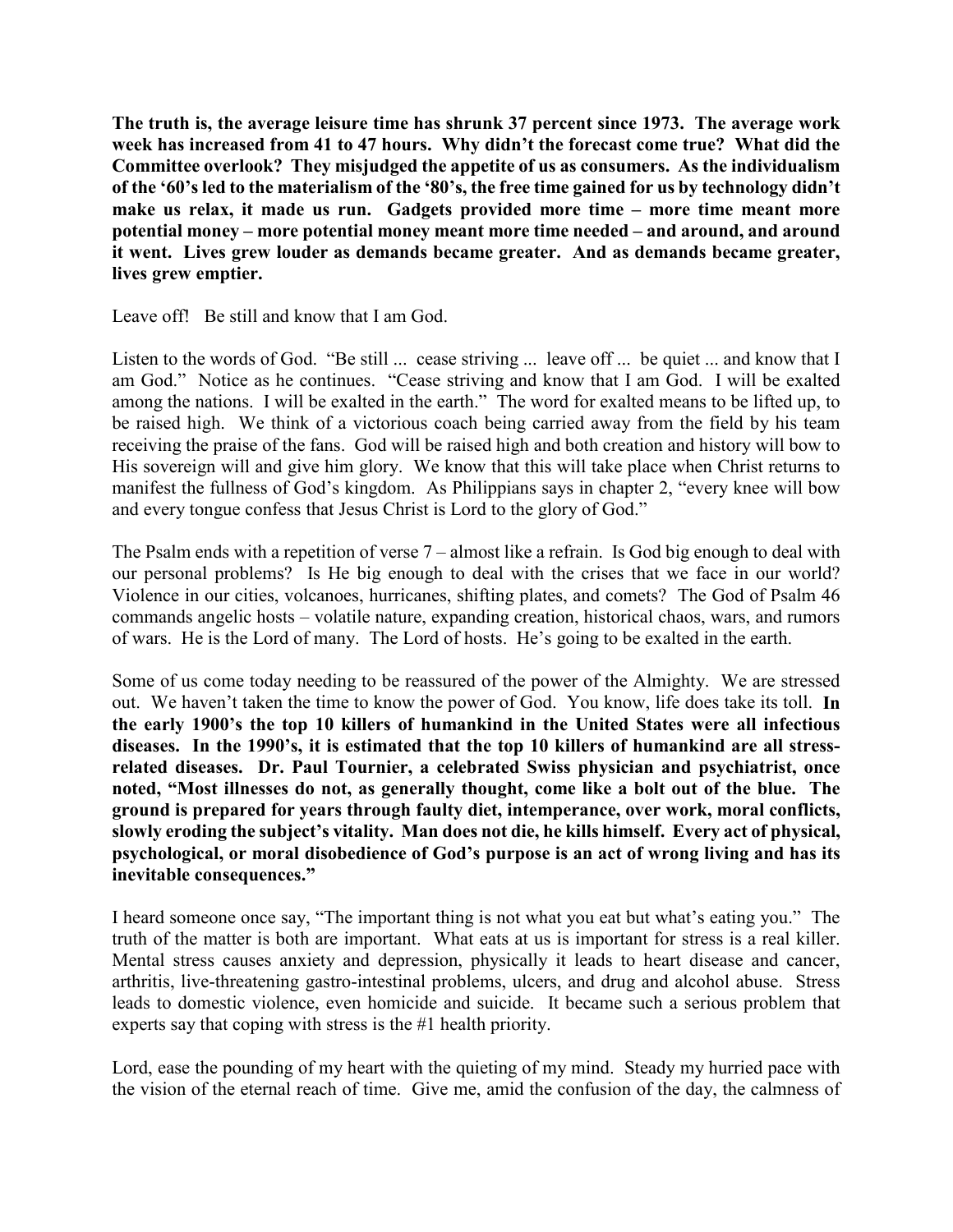**The truth is, the average leisure time has shrunk 37 percent since 1973. The average work week has increased from 41 to 47 hours. Why didn't the forecast come true? What did the Committee overlook? They misjudged the appetite of us as consumers. As the individualism of the '60's led to the materialism of the '80's, the free time gained for us by technology didn't make us relax, it made us run. Gadgets provided more time – more time meant more potential money – more potential money meant more time needed – and around, and around it went. Lives grew louder as demands became greater. And as demands became greater, lives grew emptier.**

Leave off! Be still and know that I am God.

Listen to the words of God. "Be still ... cease striving ... leave off ... be quiet ... and know that I am God." Notice as he continues. "Cease striving and know that I am God. I will be exalted among the nations. I will be exalted in the earth." The word for exalted means to be lifted up, to be raised high. We think of a victorious coach being carried away from the field by his team receiving the praise of the fans. God will be raised high and both creation and history will bow to His sovereign will and give him glory. We know that this will take place when Christ returns to manifest the fullness of God's kingdom. As Philippians says in chapter 2, "every knee will bow and every tongue confess that Jesus Christ is Lord to the glory of God."

The Psalm ends with a repetition of verse 7 – almost like a refrain. Is God big enough to deal with our personal problems? Is He big enough to deal with the crises that we face in our world? Violence in our cities, volcanoes, hurricanes, shifting plates, and comets? The God of Psalm 46 commands angelic hosts – volatile nature, expanding creation, historical chaos, wars, and rumors of wars. He is the Lord of many. The Lord of hosts. He's going to be exalted in the earth.

Some of us come today needing to be reassured of the power of the Almighty. We are stressed out. We haven't taken the time to know the power of God. You know, life does take its toll. **In the early 1900's the top 10 killers of humankind in the United States were all infectious diseases. In the 1990's, it is estimated that the top 10 killers of humankind are all stress-related diseases. Dr. Paul Tournier, a celebrated Swiss physician and psychiatrist, once noted, "Most illnesses do not, as generally thought, come like a bolt out of the blue. The ground is prepared for years through faulty diet, intemperance, over work, moral conflicts, slowly eroding the subject's vitality. Man does not die, he kills himself. Every act of physical, psychological, or moral disobedience of God's purpose is an act of wrong living and has its inevitable consequences."**

I heard someone once say, "The important thing is not what you eat but what's eating you." The truth of the matter is both are important. What eats at us is important for stress is a real killer. Mental stress causes anxiety and depression, physically it leads to heart disease and cancer, arthritis, live-threatening gastro-intestinal problems, ulcers, and drug and alcohol abuse. Stress leads to domestic violence, even homicide and suicide. It became such a serious problem that experts say that coping with stress is the #1 health priority.

Lord, ease the pounding of my heart with the quieting of my mind. Steady my hurried pace with the vision of the eternal reach of time. Give me, amid the confusion of the day, the calmness of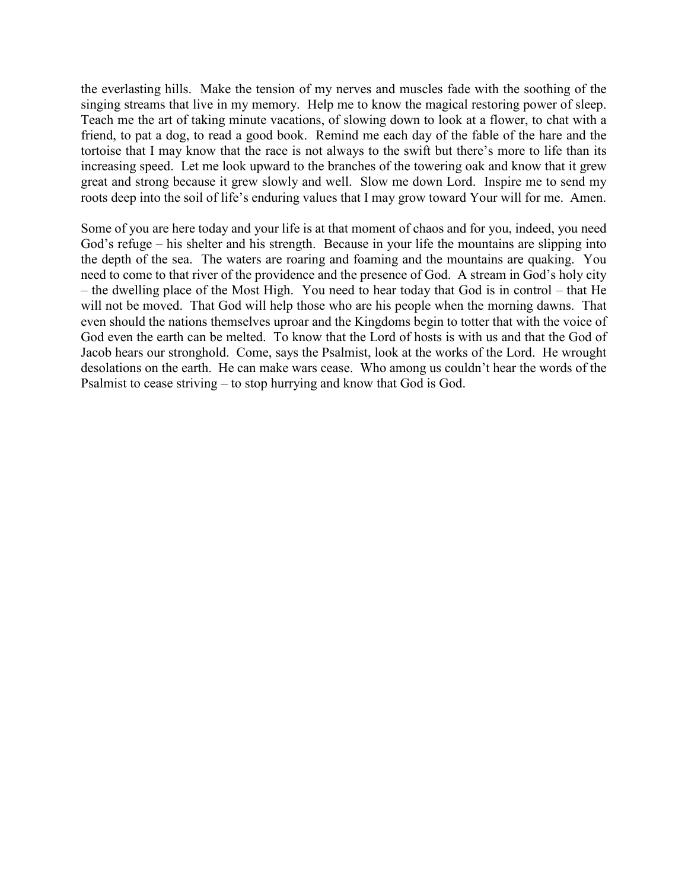the everlasting hills. Make the tension of my nerves and muscles fade with the soothing of the singing streams that live in my memory. Help me to know the magical restoring power of sleep. Teach me the art of taking minute vacations, of slowing down to look at a flower, to chat with a friend, to pat a dog, to read a good book. Remind me each day of the fable of the hare and the tortoise that I may know that the race is not always to the swift but there's more to life than its increasing speed. Let me look upward to the branches of the towering oak and know that it grew great and strong because it grew slowly and well. Slow me down Lord. Inspire me to send my roots deep into the soil of life's enduring values that I may grow toward Your will for me. Amen.

Some of you are here today and your life is at that moment of chaos and for you, indeed, you need God's refuge – his shelter and his strength. Because in your life the mountains are slipping into the depth of the sea. The waters are roaring and foaming and the mountains are quaking. You need to come to that river of the providence and the presence of God. A stream in God's holy city – the dwelling place of the Most High. You need to hear today that God is in control – that He will not be moved. That God will help those who are his people when the morning dawns. That even should the nations themselves uproar and the Kingdoms begin to totter that with the voice of God even the earth can be melted. To know that the Lord of hosts is with us and that the God of Jacob hears our stronghold. Come, says the Psalmist, look at the works of the Lord. He wrought desolations on the earth. He can make wars cease. Who among us couldn't hear the words of the Psalmist to cease striving – to stop hurrying and know that God is God.